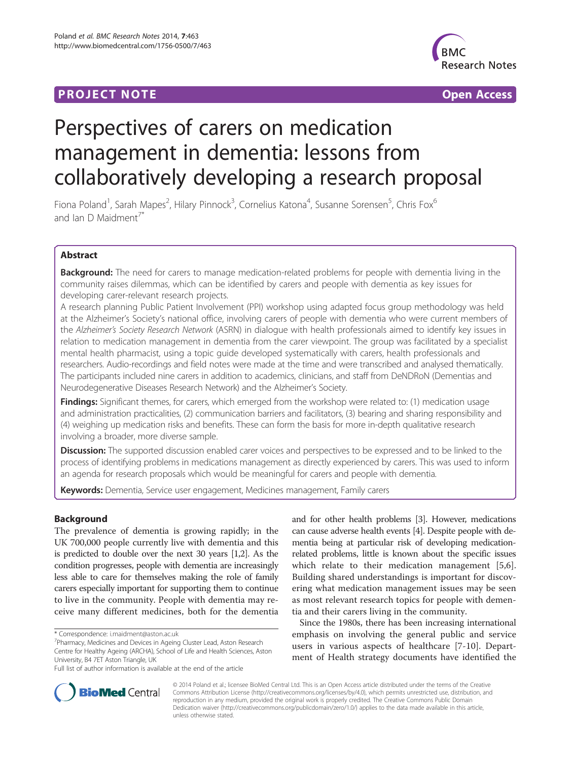**PROJECT NOTE** **Open Access**

# Perspectives of carers on medication management in dementia: lessons from collaboratively developing a research proposal

Fiona Poland[1], Sarah Mapes[2], Hilary Pinnock[3], Cornelius Katona[4], Susanne Sorensen[5], Chris Fox[6] and Ian D Maidment[7*]

## Abstract

**Background:** The need for carers to manage medication-related problems for people with dementia living in the community raises dilemmas, which can be identified by carers and people with dementia as key issues for developing carer-relevant research projects.

A research planning Public Patient Involvement (PPI) workshop using adapted focus group methodology was held at the Alzheimer's Society's national office, involving carers of people with dementia who were current members of the *Alzheimer's Society Research Network* (ASRN) in dialogue with health professionals aimed to identify key issues in relation to medication management in dementia from the carer viewpoint. The group was facilitated by a specialist mental health pharmacist, using a topic guide developed systematically with carers, health professionals and researchers. Audio-recordings and field notes were made at the time and were transcribed and analysed thematically. The participants included nine carers in addition to academics, clinicians, and staff from DeNDRoN (Dementias and Neurodegenerative Diseases Research Network) and the Alzheimer's Society.

**Findings:** Significant themes, for carers, which emerged from the workshop were related to: (1) medication usage and administration practicalities, (2) communication barriers and facilitators, (3) bearing and sharing responsibility and (4) weighing up medication risks and benefits. These can form the basis for more in-depth qualitative research involving a broader, more diverse sample.

**Discussion:** The supported discussion enabled carer voices and perspectives to be expressed and to be linked to the process of identifying problems in medications management as directly experienced by carers. This was used to inform an agenda for research proposals which would be meaningful for carers and people with dementia.

**Keywords:** Dementia, Service user engagement, Medicines management, Family carers

## Background

The prevalence of dementia is growing rapidly; in the UK 700,000 people currently live with dementia and this is predicted to double over the next 30 years [1,2]. As the condition progresses, people with dementia are increasingly less able to care for themselves making the role of family carers especially important for supporting them to continue to live in the community. People with dementia may receive many different medicines, both for the dementia and for other health problems [3]. However, medications can cause adverse health events [4]. Despite people with dementia being at particular risk of developing medication-related problems, little is known about the specific issues which relate to their medication management [5,6]. Building shared understandings is important for discovering what medication management issues may be seen as most relevant research topics for people with dementia and their carers living in the community.

Since the 1980s, there has been increasing international emphasis on involving the general public and service users in various aspects of healthcare [7-10]. Department of Health strategy documents have identified the

\* Correspondence: i.maidment@aston.ac.uk
[7]Pharmacy, Medicines and Devices in Ageing Cluster Lead, Aston Research Centre for Healthy Ageing (ARCHA), School of Life and Health Sciences, Aston University, B4 7ET Aston Triangle, UK
Full list of author information is available at the end of the article

© 2014 Poland et al.; licensee BioMed Central Ltd. This is an Open Access article distributed under the terms of the Creative Commons Attribution License (http://creativecommons.org/licenses/by/4.0), which permits unrestricted use, distribution, and reproduction in any medium, provided the original work is properly credited. The Creative Commons Public Domain Dedication waiver (http://creativecommons.org/publicdomain/zero/1.0/) applies to the data made available in this article, unless otherwise stated.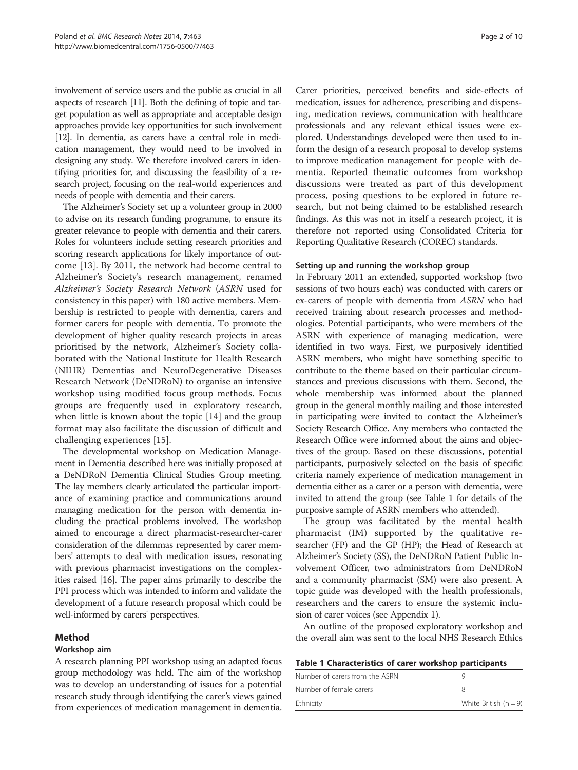involvement of service users and the public as crucial in all aspects of research [11]. Both the defining of topic and target population as well as appropriate and acceptable design approaches provide key opportunities for such involvement [12]. In dementia, as carers have a central role in medication management, they would need to be involved in designing any study. We therefore involved carers in identifying priorities for, and discussing the feasibility of a research project, focusing on the real-world experiences and needs of people with dementia and their carers.

The Alzheimer's Society set up a volunteer group in 2000 to advise on its research funding programme, to ensure its greater relevance to people with dementia and their carers. Roles for volunteers include setting research priorities and scoring research applications for likely importance of outcome [13]. By 2011, the network had become central to Alzheimer's Society's research management, renamed *Alzheimer's Society Research Network* (*ASRN* used for consistency in this paper) with 180 active members. Membership is restricted to people with dementia, carers and former carers for people with dementia. To promote the development of higher quality research projects in areas prioritised by the network, Alzheimer's Society collaborated with the National Institute for Health Research (NIHR) Dementias and NeuroDegenerative Diseases Research Network (DeNDRoN) to organise an intensive workshop using modified focus group methods. Focus groups are frequently used in exploratory research, when little is known about the topic [14] and the group format may also facilitate the discussion of difficult and challenging experiences [15].

The developmental workshop on Medication Management in Dementia described here was initially proposed at a DeNDRoN Dementia Clinical Studies Group meeting. The lay members clearly articulated the particular importance of examining practice and communications around managing medication for the person with dementia including the practical problems involved. The workshop aimed to encourage a direct pharmacist-researcher-carer consideration of the dilemmas represented by carer members' attempts to deal with medication issues, resonating with previous pharmacist investigations on the complexities raised [16]. The paper aims primarily to describe the PPI process which was intended to inform and validate the development of a future research proposal which could be well-informed by carers' perspectives.

## Method

### Workshop aim

A research planning PPI workshop using an adapted focus group methodology was held. The aim of the workshop was to develop an understanding of issues for a potential research study through identifying the carer's views gained from experiences of medication management in dementia. Carer priorities, perceived benefits and side-effects of medication, issues for adherence, prescribing and dispensing, medication reviews, communication with healthcare professionals and any relevant ethical issues were explored. Understandings developed were then used to inform the design of a research proposal to develop systems to improve medication management for people with dementia. Reported thematic outcomes from workshop discussions were treated as part of this development process, posing questions to be explored in future research, but not being claimed to be established research findings. As this was not in itself a research project, it is therefore not reported using Consolidated Criteria for Reporting Qualitative Research (COREC) standards.

### Setting up and running the workshop group

In February 2011 an extended, supported workshop (two sessions of two hours each) was conducted with carers or ex-carers of people with dementia from *ASRN* who had received training about research processes and methodologies. Potential participants, who were members of the ASRN with experience of managing medication, were identified in two ways. First, we purposively identified ASRN members, who might have something specific to contribute to the theme based on their particular circumstances and previous discussions with them. Second, the whole membership was informed about the planned group in the general monthly mailing and those interested in participating were invited to contact the Alzheimer's Society Research Office. Any members who contacted the Research Office were informed about the aims and objectives of the group. Based on these discussions, potential participants, purposively selected on the basis of specific criteria namely experience of medication management in dementia either as a carer or a person with dementia, were invited to attend the group (see Table 1 for details of the purposive sample of ASRN members who attended).

The group was facilitated by the mental health pharmacist (IM) supported by the qualitative researcher (FP) and the GP (HP); the Head of Research at Alzheimer's Society (SS), the DeNDRoN Patient Public Involvement Officer, two administrators from DeNDRoN and a community pharmacist (SM) were also present. A topic guide was developed with the health professionals, researchers and the carers to ensure the systemic inclusion of carer voices (see Appendix 1).

An outline of the proposed exploratory workshop and the overall aim was sent to the local NHS Research Ethics

**Table 1 Characteristics of carer workshop participants**

| | |
|---|---|
| Number of carers from the ASRN | 9 |
| Number of female carers | 8 |
| Ethnicity | White British (n = 9) |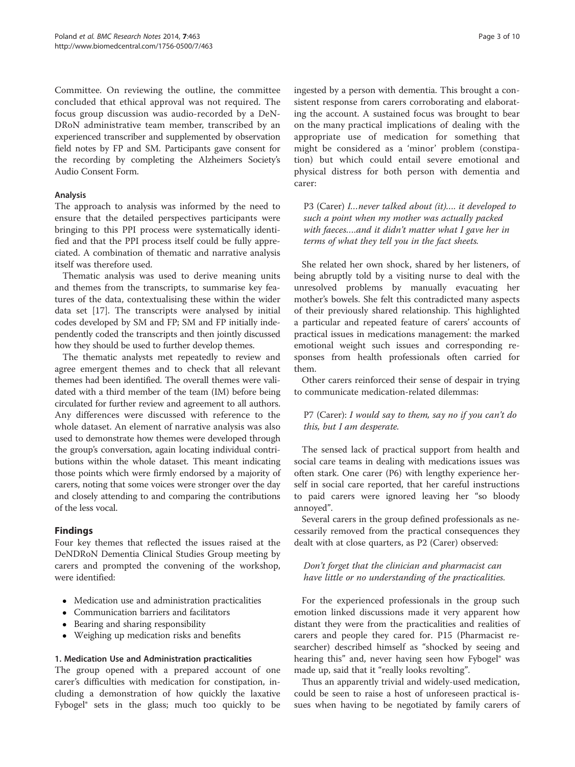Committee. On reviewing the outline, the committee concluded that ethical approval was not required. The focus group discussion was audio-recorded by a DeNDRoN administrative team member, transcribed by an experienced transcriber and supplemented by observation field notes by FP and SM. Participants gave consent for the recording by completing the Alzheimers Society's Audio Consent Form.

### Analysis

The approach to analysis was informed by the need to ensure that the detailed perspectives participants were bringing to this PPI process were systematically identified and that the PPI process itself could be fully appreciated. A combination of thematic and narrative analysis itself was therefore used.

Thematic analysis was used to derive meaning units and themes from the transcripts, to summarise key features of the data, contextualising these within the wider data set [17]. The transcripts were analysed by initial codes developed by SM and FP; SM and FP initially independently coded the transcripts and then jointly discussed how they should be used to further develop themes.

The thematic analysts met repeatedly to review and agree emergent themes and to check that all relevant themes had been identified. The overall themes were validated with a third member of the team (IM) before being circulated for further review and agreement to all authors. Any differences were discussed with reference to the whole dataset. An element of narrative analysis was also used to demonstrate how themes were developed through the group's conversation, again locating individual contributions within the whole dataset. This meant indicating those points which were firmly endorsed by a majority of carers, noting that some voices were stronger over the day and closely attending to and comparing the contributions of the less vocal.

## Findings

Four key themes that reflected the issues raised at the DeNDRoN Dementia Clinical Studies Group meeting by carers and prompted the convening of the workshop, were identified:

- Medication use and administration practicalities
- Communication barriers and facilitators
- Bearing and sharing responsibility
- Weighing up medication risks and benefits

### 1. Medication Use and Administration practicalities

The group opened with a prepared account of one carer's difficulties with medication for constipation, including a demonstration of how quickly the laxative Fybogel® sets in the glass; much too quickly to be ingested by a person with dementia. This brought a consistent response from carers corroborating and elaborating the account. A sustained focus was brought to bear on the many practical implications of dealing with the appropriate use of medication for something that might be considered as a 'minor' problem (constipation) but which could entail severe emotional and physical distress for both person with dementia and carer:

> P3 (Carer) *I…never talked about (it)…. it developed to such a point when my mother was actually packed with faeces….and it didn't matter what I gave her in terms of what they tell you in the fact sheets.*

She related her own shock, shared by her listeners, of being abruptly told by a visiting nurse to deal with the unresolved problems by manually evacuating her mother's bowels. She felt this contradicted many aspects of their previously shared relationship. This highlighted a particular and repeated feature of carers' accounts of practical issues in medications management: the marked emotional weight such issues and corresponding responses from health professionals often carried for them.

Other carers reinforced their sense of despair in trying to communicate medication-related dilemmas:

> P7 (Carer): *I would say to them, say no if you can't do this, but I am desperate.*

The sensed lack of practical support from health and social care teams in dealing with medications issues was often stark. One carer (P6) with lengthy experience herself in social care reported, that her careful instructions to paid carers were ignored leaving her "so bloody annoyed".

Several carers in the group defined professionals as necessarily removed from the practical consequences they dealt with at close quarters, as P2 (Carer) observed:

> *Don't forget that the clinician and pharmacist can have little or no understanding of the practicalities.*

For the experienced professionals in the group such emotion linked discussions made it very apparent how distant they were from the practicalities and realities of carers and people they cared for. P15 (Pharmacist researcher) described himself as "shocked by seeing and hearing this" and, never having seen how Fybogel® was made up, said that it "really looks revolting".

Thus an apparently trivial and widely-used medication, could be seen to raise a host of unforeseen practical issues when having to be negotiated by family carers of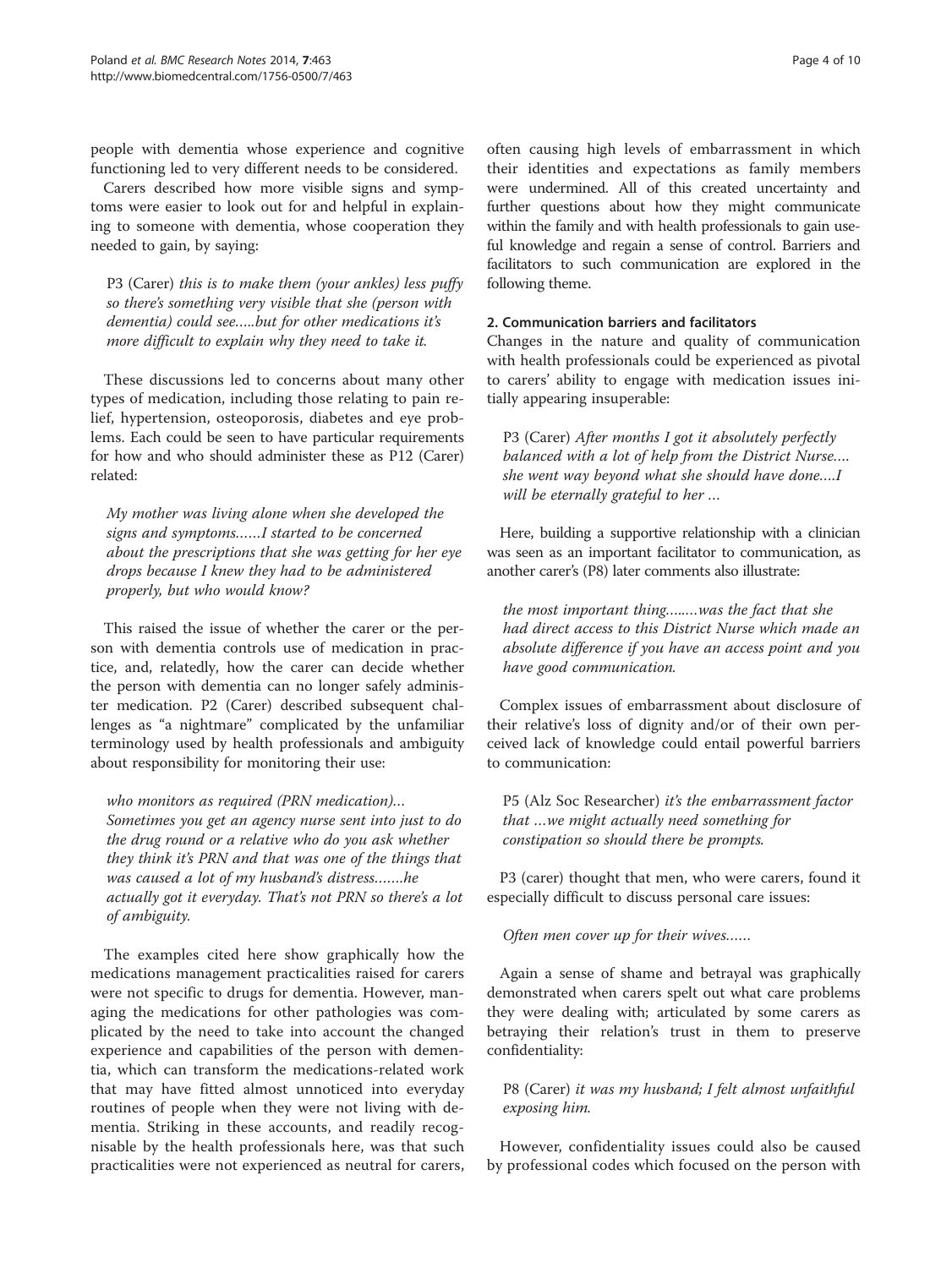people with dementia whose experience and cognitive functioning led to very different needs to be considered.

Carers described how more visible signs and symptoms were easier to look out for and helpful in explaining to someone with dementia, whose cooperation they needed to gain, by saying:

> P3 (Carer) *this is to make them (your ankles) less puffy so there's something very visible that she (person with dementia) could see.....but for other medications it's more difficult to explain why they need to take it.*

These discussions led to concerns about many other types of medication, including those relating to pain relief, hypertension, osteoporosis, diabetes and eye problems. Each could be seen to have particular requirements for how and who should administer these as P12 (Carer) related:

> *My mother was living alone when she developed the signs and symptoms......I started to be concerned about the prescriptions that she was getting for her eye drops because I knew they had to be administered properly, but who would know?*

This raised the issue of whether the carer or the person with dementia controls use of medication in practice, and, relatedly, how the carer can decide whether the person with dementia can no longer safely administer medication. P2 (Carer) described subsequent challenges as "a nightmare" complicated by the unfamiliar terminology used by health professionals and ambiguity about responsibility for monitoring their use:

> *who monitors as required (PRN medication)... Sometimes you get an agency nurse sent into just to do the drug round or a relative who do you ask whether they think it's PRN and that was one of the things that was caused a lot of my husband's distress.......he actually got it everyday. That's not PRN so there's a lot of ambiguity.*

The examples cited here show graphically how the medications management practicalities raised for carers were not specific to drugs for dementia. However, managing the medications for other pathologies was complicated by the need to take into account the changed experience and capabilities of the person with dementia, which can transform the medications-related work that may have fitted almost unnoticed into everyday routines of people when they were not living with dementia. Striking in these accounts, and readily recognisable by the health professionals here, was that such practicalities were not experienced as neutral for carers, often causing high levels of embarrassment in which their identities and expectations as family members were undermined. All of this created uncertainty and further questions about how they might communicate within the family and with health professionals to gain useful knowledge and regain a sense of control. Barriers and facilitators to such communication are explored in the following theme.

#### 2. Communication barriers and facilitators

Changes in the nature and quality of communication with health professionals could be experienced as pivotal to carers' ability to engage with medication issues initially appearing insuperable:

> P3 (Carer) *After months I got it absolutely perfectly balanced with a lot of help from the District Nurse.... she went way beyond what she should have done....I will be eternally grateful to her ...*

Here, building a supportive relationship with a clinician was seen as an important facilitator to communication, as another carer's (P8) later comments also illustrate:

> *the most important thing........was the fact that she had direct access to this District Nurse which made an absolute difference if you have an access point and you have good communication.*

Complex issues of embarrassment about disclosure of their relative's loss of dignity and/or of their own perceived lack of knowledge could entail powerful barriers to communication:

> P5 (Alz Soc Researcher) *it's the embarrassment factor that ...we might actually need something for constipation so should there be prompts.*

P3 (carer) thought that men, who were carers, found it especially difficult to discuss personal care issues:

> *Often men cover up for their wives......*

Again a sense of shame and betrayal was graphically demonstrated when carers spelt out what care problems they were dealing with; articulated by some carers as betraying their relation's trust in them to preserve confidentiality:

> P8 (Carer) *it was my husband; I felt almost unfaithful exposing him.*

However, confidentiality issues could also be caused by professional codes which focused on the person with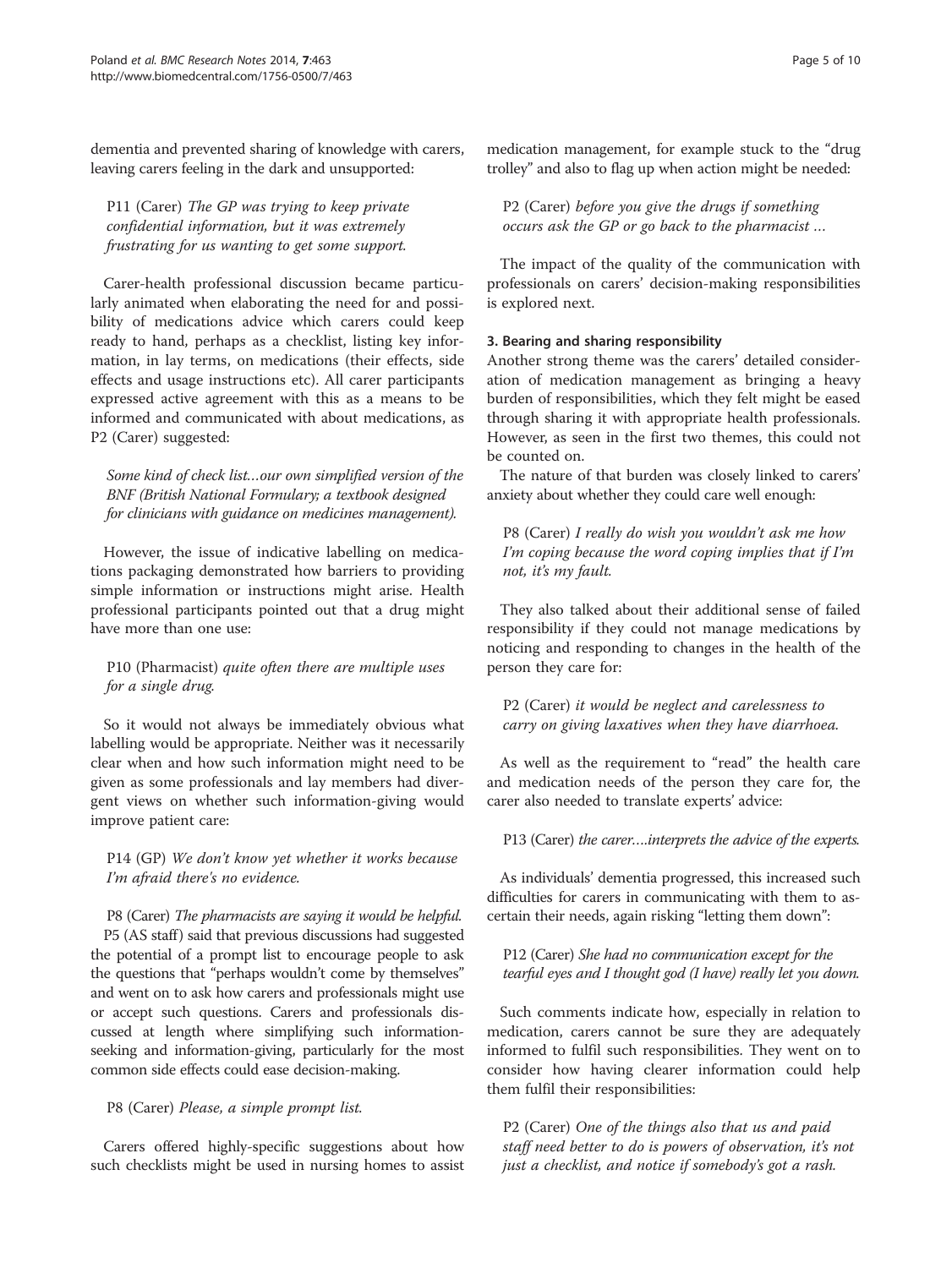dementia and prevented sharing of knowledge with carers, leaving carers feeling in the dark and unsupported:

> P11 (Carer) *The GP was trying to keep private confidential information, but it was extremely frustrating for us wanting to get some support.*

Carer-health professional discussion became particularly animated when elaborating the need for and possibility of medications advice which carers could keep ready to hand, perhaps as a checklist, listing key information, in lay terms, on medications (their effects, side effects and usage instructions etc). All carer participants expressed active agreement with this as a means to be informed and communicated with about medications, as P2 (Carer) suggested:

> *Some kind of check list…our own simplified version of the BNF (British National Formulary; a textbook designed for clinicians with guidance on medicines management).*

However, the issue of indicative labelling on medications packaging demonstrated how barriers to providing simple information or instructions might arise. Health professional participants pointed out that a drug might have more than one use:

> P10 (Pharmacist) *quite often there are multiple uses for a single drug.*

So it would not always be immediately obvious what labelling would be appropriate. Neither was it necessarily clear when and how such information might need to be given as some professionals and lay members had divergent views on whether such information-giving would improve patient care:

> P14 (GP) *We don't know yet whether it works because I'm afraid there's no evidence.*

> P8 (Carer) *The pharmacists are saying it would be helpful.*

P5 (AS staff) said that previous discussions had suggested the potential of a prompt list to encourage people to ask the questions that "perhaps wouldn't come by themselves" and went on to ask how carers and professionals might use or accept such questions. Carers and professionals discussed at length where simplifying such information-seeking and information-giving, particularly for the most common side effects could ease decision-making.

> P8 (Carer) *Please, a simple prompt list.*

Carers offered highly-specific suggestions about how such checklists might be used in nursing homes to assist medication management, for example stuck to the "drug trolley" and also to flag up when action might be needed:

> P2 (Carer) *before you give the drugs if something occurs ask the GP or go back to the pharmacist …*

The impact of the quality of the communication with professionals on carers' decision-making responsibilities is explored next.

#### 3. Bearing and sharing responsibility

Another strong theme was the carers' detailed consideration of medication management as bringing a heavy burden of responsibilities, which they felt might be eased through sharing it with appropriate health professionals. However, as seen in the first two themes, this could not be counted on.

The nature of that burden was closely linked to carers' anxiety about whether they could care well enough:

> P8 (Carer) *I really do wish you wouldn't ask me how I'm coping because the word coping implies that if I'm not, it's my fault.*

They also talked about their additional sense of failed responsibility if they could not manage medications by noticing and responding to changes in the health of the person they care for:

> P2 (Carer) *it would be neglect and carelessness to carry on giving laxatives when they have diarrhoea.*

As well as the requirement to "read" the health care and medication needs of the person they care for, the carer also needed to translate experts' advice:

> P13 (Carer) *the carer….interprets the advice of the experts.*

As individuals' dementia progressed, this increased such difficulties for carers in communicating with them to ascertain their needs, again risking "letting them down":

> P12 (Carer) *She had no communication except for the tearful eyes and I thought god (I have) really let you down.*

Such comments indicate how, especially in relation to medication, carers cannot be sure they are adequately informed to fulfil such responsibilities. They went on to consider how having clearer information could help them fulfil their responsibilities:

> P2 (Carer) *One of the things also that us and paid staff need better to do is powers of observation, it's not just a checklist, and notice if somebody's got a rash.*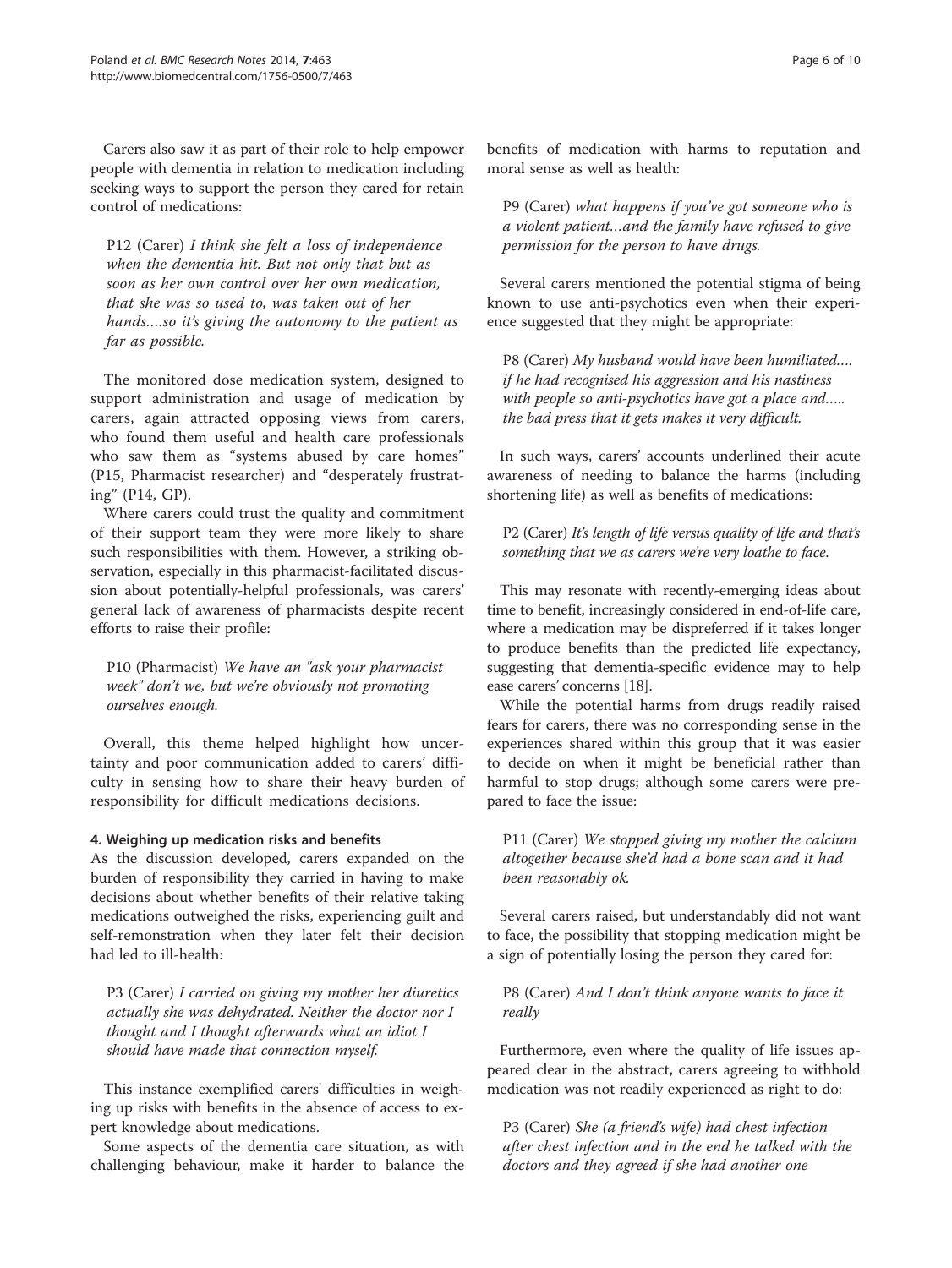Carers also saw it as part of their role to help empower people with dementia in relation to medication including seeking ways to support the person they cared for retain control of medications:

> P12 (Carer) *I think she felt a loss of independence when the dementia hit. But not only that but as soon as her own control over her own medication, that she was so used to, was taken out of her hands….so it's giving the autonomy to the patient as far as possible.*

The monitored dose medication system, designed to support administration and usage of medication by carers, again attracted opposing views from carers, who found them useful and health care professionals who saw them as "systems abused by care homes" (P15, Pharmacist researcher) and "desperately frustrating" (P14, GP).

Where carers could trust the quality and commitment of their support team they were more likely to share such responsibilities with them. However, a striking observation, especially in this pharmacist-facilitated discussion about potentially-helpful professionals, was carers' general lack of awareness of pharmacists despite recent efforts to raise their profile:

> P10 (Pharmacist) *We have an "ask your pharmacist week" don't we, but we're obviously not promoting ourselves enough.*

Overall, this theme helped highlight how uncertainty and poor communication added to carers' difficulty in sensing how to share their heavy burden of responsibility for difficult medications decisions.

#### 4. Weighing up medication risks and benefits

As the discussion developed, carers expanded on the burden of responsibility they carried in having to make decisions about whether benefits of their relative taking medications outweighed the risks, experiencing guilt and self-remonstration when they later felt their decision had led to ill-health:

> P3 (Carer) *I carried on giving my mother her diuretics actually she was dehydrated. Neither the doctor nor I thought and I thought afterwards what an idiot I should have made that connection myself.*

This instance exemplified carers' difficulties in weighing up risks with benefits in the absence of access to expert knowledge about medications.

Some aspects of the dementia care situation, as with challenging behaviour, make it harder to balance the benefits of medication with harms to reputation and moral sense as well as health:

> P9 (Carer) *what happens if you've got someone who is a violent patient…and the family have refused to give permission for the person to have drugs.*

Several carers mentioned the potential stigma of being known to use anti-psychotics even when their experience suggested that they might be appropriate:

> P8 (Carer) *My husband would have been humiliated…. if he had recognised his aggression and his nastiness with people so anti-psychotics have got a place and….. the bad press that it gets makes it very difficult.*

In such ways, carers' accounts underlined their acute awareness of needing to balance the harms (including shortening life) as well as benefits of medications:

> P2 (Carer) *It's length of life versus quality of life and that's something that we as carers we're very loathe to face.*

This may resonate with recently-emerging ideas about time to benefit, increasingly considered in end-of-life care, where a medication may be dispreferred if it takes longer to produce benefits than the predicted life expectancy, suggesting that dementia-specific evidence may to help ease carers' concerns [18].

While the potential harms from drugs readily raised fears for carers, there was no corresponding sense in the experiences shared within this group that it was easier to decide on when it might be beneficial rather than harmful to stop drugs; although some carers were prepared to face the issue:

> P11 (Carer) *We stopped giving my mother the calcium altogether because she'd had a bone scan and it had been reasonably ok.*

Several carers raised, but understandably did not want to face, the possibility that stopping medication might be a sign of potentially losing the person they cared for:

> P8 (Carer) *And I don't think anyone wants to face it really*

Furthermore, even where the quality of life issues appeared clear in the abstract, carers agreeing to withhold medication was not readily experienced as right to do:

> P3 (Carer) *She (a friend's wife) had chest infection after chest infection and in the end he talked with the doctors and they agreed if she had another one*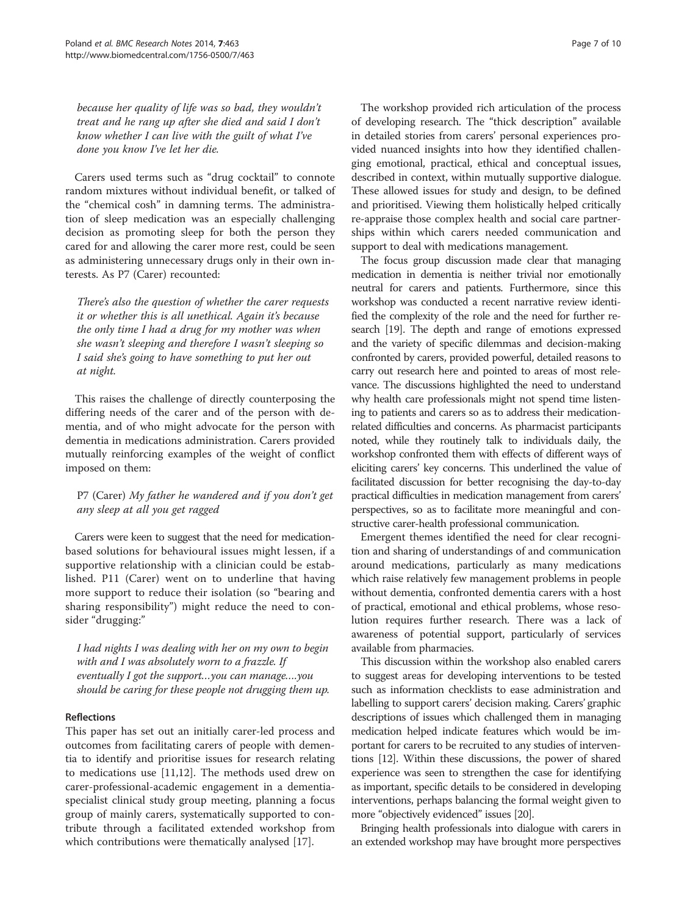*because her quality of life was so bad, they wouldn't treat and he rang up after she died and said I don't know whether I can live with the guilt of what I've done you know I've let her die.*

Carers used terms such as "drug cocktail" to connote random mixtures without individual benefit, or talked of the "chemical cosh" in damning terms. The administration of sleep medication was an especially challenging decision as promoting sleep for both the person they cared for and allowing the carer more rest, could be seen as administering unnecessary drugs only in their own interests. As P7 (Carer) recounted:

*There's also the question of whether the carer requests it or whether this is all unethical. Again it's because the only time I had a drug for my mother was when she wasn't sleeping and therefore I wasn't sleeping so I said she's going to have something to put her out at night.*

This raises the challenge of directly counterposing the differing needs of the carer and of the person with dementia, and of who might advocate for the person with dementia in medications administration. Carers provided mutually reinforcing examples of the weight of conflict imposed on them:

P7 (Carer) *My father he wandered and if you don't get any sleep at all you get ragged*

Carers were keen to suggest that the need for medication-based solutions for behavioural issues might lessen, if a supportive relationship with a clinician could be established. P11 (Carer) went on to underline that having more support to reduce their isolation (so "bearing and sharing responsibility") might reduce the need to consider "drugging:"

*I had nights I was dealing with her on my own to begin with and I was absolutely worn to a frazzle. If eventually I got the support…you can manage.…you should be caring for these people not drugging them up.*

### Reflections

This paper has set out an initially carer-led process and outcomes from facilitating carers of people with dementia to identify and prioritise issues for research relating to medications use [11,12]. The methods used drew on carer-professional-academic engagement in a dementia-specialist clinical study group meeting, planning a focus group of mainly carers, systematically supported to contribute through a facilitated extended workshop from which contributions were thematically analysed [17].

The workshop provided rich articulation of the process of developing research. The "thick description" available in detailed stories from carers' personal experiences provided nuanced insights into how they identified challenging emotional, practical, ethical and conceptual issues, described in context, within mutually supportive dialogue. These allowed issues for study and design, to be defined and prioritised. Viewing them holistically helped critically re-appraise those complex health and social care partnerships within which carers needed communication and support to deal with medications management.

The focus group discussion made clear that managing medication in dementia is neither trivial nor emotionally neutral for carers and patients. Furthermore, since this workshop was conducted a recent narrative review identified the complexity of the role and the need for further research [19]. The depth and range of emotions expressed and the variety of specific dilemmas and decision-making confronted by carers, provided powerful, detailed reasons to carry out research here and pointed to areas of most relevance. The discussions highlighted the need to understand why health care professionals might not spend time listening to patients and carers so as to address their medication-related difficulties and concerns. As pharmacist participants noted, while they routinely talk to individuals daily, the workshop confronted them with effects of different ways of eliciting carers' key concerns. This underlined the value of facilitated discussion for better recognising the day-to-day practical difficulties in medication management from carers' perspectives, so as to facilitate more meaningful and constructive carer-health professional communication.

Emergent themes identified the need for clear recognition and sharing of understandings of and communication around medications, particularly as many medications which raise relatively few management problems in people without dementia, confronted dementia carers with a host of practical, emotional and ethical problems, whose resolution requires further research. There was a lack of awareness of potential support, particularly of services available from pharmacies.

This discussion within the workshop also enabled carers to suggest areas for developing interventions to be tested such as information checklists to ease administration and labelling to support carers' decision making. Carers' graphic descriptions of issues which challenged them in managing medication helped indicate features which would be important for carers to be recruited to any studies of interventions [12]. Within these discussions, the power of shared experience was seen to strengthen the case for identifying as important, specific details to be considered in developing interventions, perhaps balancing the formal weight given to more "objectively evidenced" issues [20].

Bringing health professionals into dialogue with carers in an extended workshop may have brought more perspectives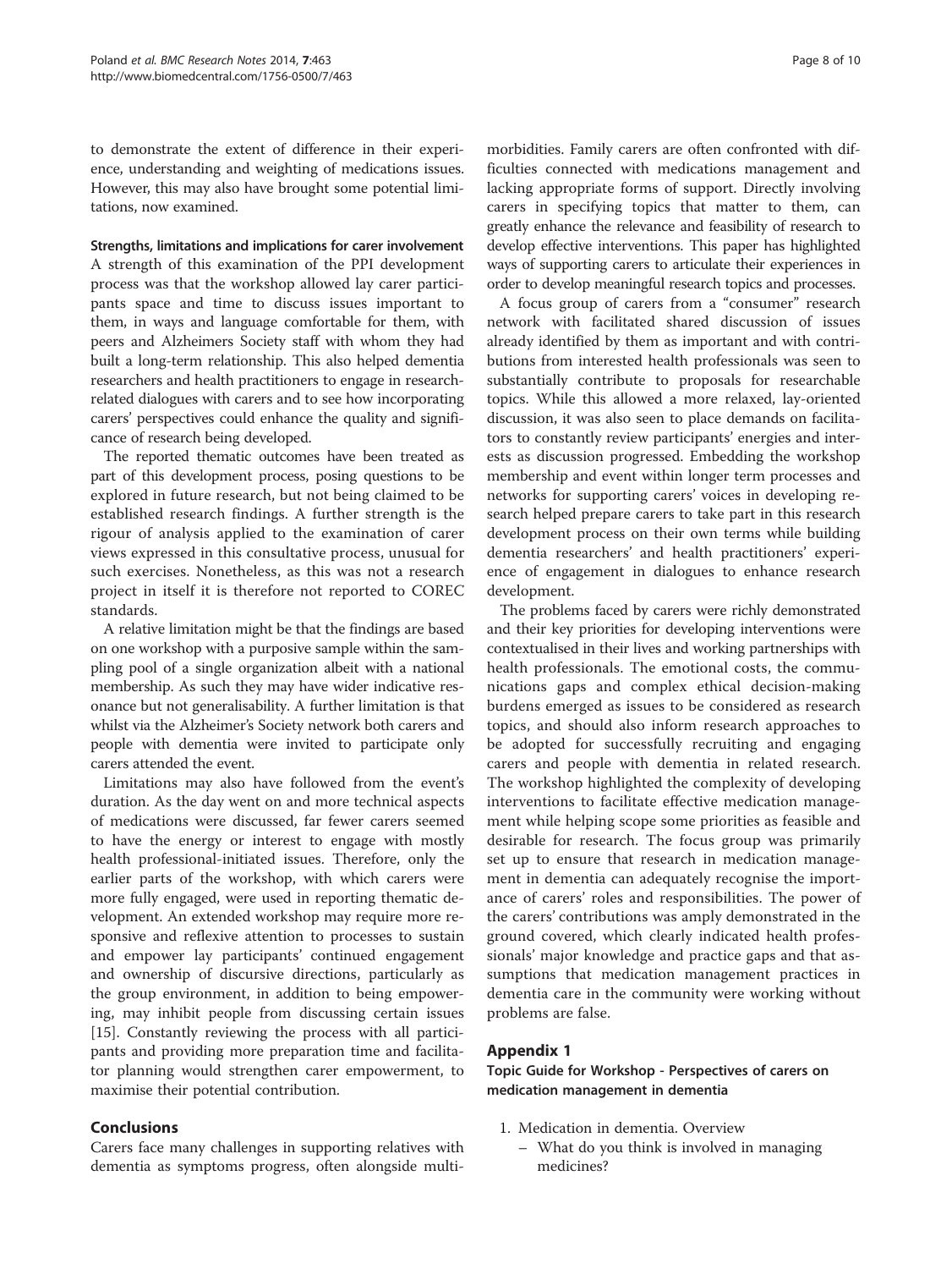to demonstrate the extent of difference in their experience, understanding and weighting of medications issues. However, this may also have brought some potential limitations, now examined.

### Strengths, limitations and implications for carer involvement

A strength of this examination of the PPI development process was that the workshop allowed lay carer participants space and time to discuss issues important to them, in ways and language comfortable for them, with peers and Alzheimers Society staff with whom they had built a long-term relationship. This also helped dementia researchers and health practitioners to engage in research-related dialogues with carers and to see how incorporating carers' perspectives could enhance the quality and significance of research being developed.

The reported thematic outcomes have been treated as part of this development process, posing questions to be explored in future research, but not being claimed to be established research findings. A further strength is the rigour of analysis applied to the examination of carer views expressed in this consultative process, unusual for such exercises. Nonetheless, as this was not a research project in itself it is therefore not reported to COREC standards.

A relative limitation might be that the findings are based on one workshop with a purposive sample within the sampling pool of a single organization albeit with a national membership. As such they may have wider indicative resonance but not generalisability. A further limitation is that whilst via the Alzheimer's Society network both carers and people with dementia were invited to participate only carers attended the event.

Limitations may also have followed from the event's duration. As the day went on and more technical aspects of medications were discussed, far fewer carers seemed to have the energy or interest to engage with mostly health professional-initiated issues. Therefore, only the earlier parts of the workshop, with which carers were more fully engaged, were used in reporting thematic development. An extended workshop may require more responsive and reflexive attention to processes to sustain and empower lay participants' continued engagement and ownership of discursive directions, particularly as the group environment, in addition to being empowering, may inhibit people from discussing certain issues [15]. Constantly reviewing the process with all participants and providing more preparation time and facilitator planning would strengthen carer empowerment, to maximise their potential contribution.

## Conclusions

Carers face many challenges in supporting relatives with dementia as symptoms progress, often alongside multimorbidities. Family carers are often confronted with difficulties connected with medications management and lacking appropriate forms of support. Directly involving carers in specifying topics that matter to them, can greatly enhance the relevance and feasibility of research to develop effective interventions. This paper has highlighted ways of supporting carers to articulate their experiences in order to develop meaningful research topics and processes.

A focus group of carers from a "consumer" research network with facilitated shared discussion of issues already identified by them as important and with contributions from interested health professionals was seen to substantially contribute to proposals for researchable topics. While this allowed a more relaxed, lay-oriented discussion, it was also seen to place demands on facilitators to constantly review participants' energies and interests as discussion progressed. Embedding the workshop membership and event within longer term processes and networks for supporting carers' voices in developing research helped prepare carers to take part in this research development process on their own terms while building dementia researchers' and health practitioners' experience of engagement in dialogues to enhance research development.

The problems faced by carers were richly demonstrated and their key priorities for developing interventions were contextualised in their lives and working partnerships with health professionals. The emotional costs, the communications gaps and complex ethical decision-making burdens emerged as issues to be considered as research topics, and should also inform research approaches to be adopted for successfully recruiting and engaging carers and people with dementia in related research. The workshop highlighted the complexity of developing interventions to facilitate effective medication management while helping scope some priorities as feasible and desirable for research. The focus group was primarily set up to ensure that research in medication management in dementia can adequately recognise the importance of carers' roles and responsibilities. The power of the carers' contributions was amply demonstrated in the ground covered, which clearly indicated health professionals' major knowledge and practice gaps and that assumptions that medication management practices in dementia care in the community were working without problems are false.

## Appendix 1

### Topic Guide for Workshop - Perspectives of carers on medication management in dementia

1. Medication in dementia. Overview
   – What do you think is involved in managing medicines?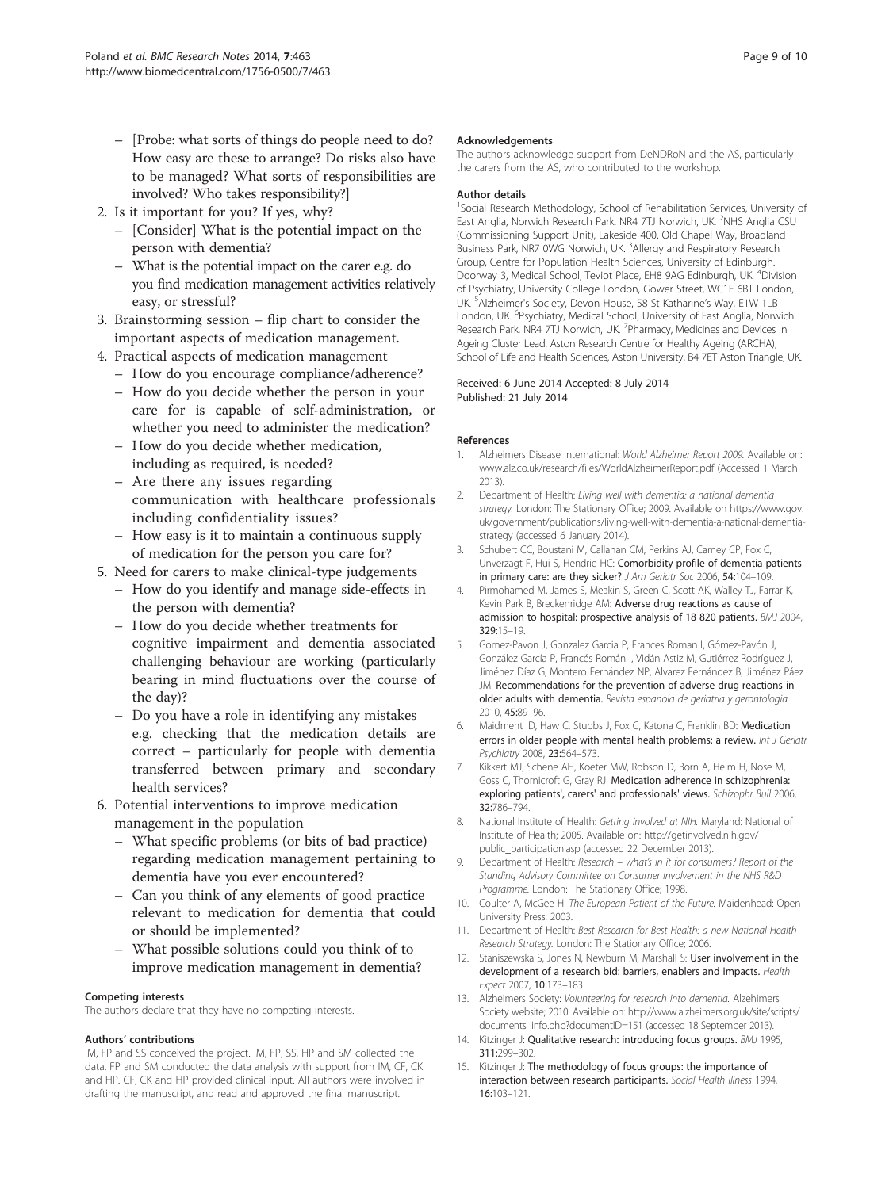– [Probe: what sorts of things do people need to do? How easy are these to arrange? Do risks also have to be managed? What sorts of responsibilities are involved? Who takes responsibility?]

2. Is it important for you? If yes, why?
   – [Consider] What is the potential impact on the person with dementia?
   – What is the potential impact on the carer e.g. do you find medication management activities relatively easy, or stressful?
3. Brainstorming session – flip chart to consider the important aspects of medication management.
4. Practical aspects of medication management
   – How do you encourage compliance/adherence?
   – How do you decide whether the person in your care for is capable of self-administration, or whether you need to administer the medication?
   – How do you decide whether medication, including as required, is needed?
   – Are there any issues regarding communication with healthcare professionals including confidentiality issues?
   – How easy is it to maintain a continuous supply of medication for the person you care for?
5. Need for carers to make clinical-type judgements
   – How do you identify and manage side-effects in the person with dementia?
   – How do you decide whether treatments for cognitive impairment and dementia associated challenging behaviour are working (particularly bearing in mind fluctuations over the course of the day)?
   – Do you have a role in identifying any mistakes e.g. checking that the medication details are correct – particularly for people with dementia transferred between primary and secondary health services?
6. Potential interventions to improve medication management in the population
   – What specific problems (or bits of bad practice) regarding medication management pertaining to dementia have you ever encountered?
   – Can you think of any elements of good practice relevant to medication for dementia that could or should be implemented?
   – What possible solutions could you think of to improve medication management in dementia?

#### Competing interests
The authors declare that they have no competing interests.

#### Authors' contributions
IM, FP and SS conceived the project. IM, FP, SS, HP and SM collected the data. FP and SM conducted the data analysis with support from IM, CF, CK and HP. CF, CK and HP provided clinical input. All authors were involved in drafting the manuscript, and read and approved the final manuscript.

#### Acknowledgements
The authors acknowledge support from DeNDRoN and the AS, particularly the carers from the AS, who contributed to the workshop.

#### Author details
[1]Social Research Methodology, School of Rehabilitation Services, University of East Anglia, Norwich Research Park, NR4 7TJ Norwich, UK. [2]NHS Anglia CSU (Commissioning Support Unit), Lakeside 400, Old Chapel Way, Broadland Business Park, NR7 0WG Norwich, UK. [3]Allergy and Respiratory Research Group, Centre for Population Health Sciences, University of Edinburgh. Doorway 3, Medical School, Teviot Place, EH8 9AG Edinburgh, UK. [4]Division of Psychiatry, University College London, Gower Street, WC1E 6BT London, UK. [5]Alzheimer's Society, Devon House, 58 St Katharine's Way, E1W 1LB London, UK. [6]Psychiatry, Medical School, University of East Anglia, Norwich Research Park, NR4 7TJ Norwich, UK. [7]Pharmacy, Medicines and Devices in Ageing Cluster Lead, Aston Research Centre for Healthy Ageing (ARCHA), School of Life and Health Sciences, Aston University, B4 7ET Aston Triangle, UK.

Received: 6 June 2014 Accepted: 8 July 2014
Published: 21 July 2014

#### References
1. Alzheimers Disease International: *World Alzheimer Report 2009.* Available on: www.alz.co.uk/research/files/WorldAlzheimerReport.pdf (Accessed 1 March 2013).
2. Department of Health: *Living well with dementia: a national dementia strategy.* London: The Stationary Office; 2009. Available on https://www.gov.uk/government/publications/living-well-with-dementia-a-national-dementia-strategy (accessed 6 January 2014).
3. Schubert CC, Boustani M, Callahan CM, Perkins AJ, Carney CP, Fox C, Unverzagt F, Hui S, Hendrie HC: **Comorbidity profile of dementia patients in primary care: are they sicker?** *J Am Geriatr Soc* 2006, **54:**104–109.
4. Pirmohamed M, James S, Meakin S, Green C, Scott AK, Walley TJ, Farrar K, Kevin Park B, Breckenridge AM: **Adverse drug reactions as cause of admission to hospital: prospective analysis of 18 820 patients.** *BMJ* 2004, **329:**15–19.
5. Gomez-Pavon J, Gonzalez Garcia P, Frances Roman I, Gómez-Pavón J, González García P, Francés Román I, Vidán Astiz M, Gutiérrez Rodríguez J, Jiménez Díaz G, Montero Fernández NP, Alvarez Fernández B, Jiménez Páez JM: **Recommendations for the prevention of adverse drug reactions in older adults with dementia.** *Revista espanola de geriatria y gerontologia* 2010, **45:**89–96.
6. Maidment ID, Haw C, Stubbs J, Fox C, Katona C, Franklin BD: **Medication errors in older people with mental health problems: a review.** *Int J Geriatr Psychiatry* 2008, **23:**564–573.
7. Kikkert MJ, Schene AH, Koeter MW, Robson D, Born A, Helm H, Nose M, Goss C, Thornicroft G, Gray RJ: **Medication adherence in schizophrenia: exploring patients', carers' and professionals' views.** *Schizophr Bull* 2006, **32:**786–794.
8. National Institute of Health: *Getting involved at NIH.* Maryland: National of Institute of Health; 2005. Available on: http://getinvolved.nih.gov/public_participation.asp (accessed 22 December 2013).
9. Department of Health: *Research – what's in it for consumers? Report of the Standing Advisory Committee on Consumer Involvement in the NHS R&D Programme.* London: The Stationary Office; 1998.
10. Coulter A, McGee H: *The European Patient of the Future.* Maidenhead: Open University Press; 2003.
11. Department of Health: *Best Research for Best Health: a new National Health Research Strategy.* London: The Stationary Office; 2006.
12. Staniszewska S, Jones N, Newburn M, Marshall S: **User involvement in the development of a research bid: barriers, enablers and impacts.** *Health Expect* 2007, **10:**173–183.
13. Alzheimers Society: *Volunteering for research into dementia.* Alzehimers Society website; 2010. Available on: http://www.alzheimers.org.uk/site/scripts/documents_info.php?documentID=151 (accessed 18 September 2013).
14. Kitzinger J: **Qualitative research: introducing focus groups.** *BMJ* 1995, **311:**299–302.
15. Kitzinger J: **The methodology of focus groups: the importance of interaction between research participants.** *Social Health Illness* 1994, **16:**103–121.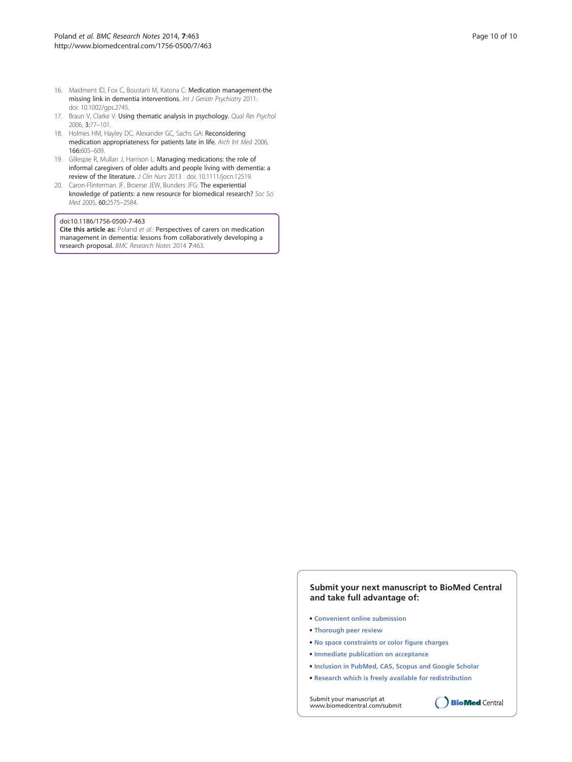16. Maidment ID, Fox C, Boustani M, Katona C: **Medication management-the missing link in dementia interventions.** *Int J Geriatr Psychiatry* 2011. doi: 10.1002/gps.2745.
17. Braun V, Clarke V: **Using thematic analysis in psychology.** *Qual Res Psychol* 2006, **3:**77–101.
18. Holmes HM, Hayley DC, Alexander GC, Sachs GA: **Reconsidering medication appropriateness for patients late in life.** *Arch Int Med* 2006, **166:**605–609.
19. Gillespie R, Mullan J, Harrison L: **Managing medications: the role of informal caregivers of older adults and people living with dementia: a review of the literature.** *J Clin Nurs* 2013 . doi: 10.1111/jocn.12519.
20. Caron-Flinterman JF, Broerse JEW, Bunders JFG: **The experiential knowledge of patients: a new resource for biomedical research?** *Soc Sci Med* 2005, **60:**2575–2584.

doi:10.1186/1756-0500-7-463

**Cite this article as:** Poland *et al.*: Perspectives of carers on medication management in dementia: lessons from collaboratively developing a research proposal. *BMC Research Notes* 2014 **7**:463.

**Submit your next manuscript to BioMed Central and take full advantage of:**

- **Convenient online submission**
- **Thorough peer review**
- **No space constraints or color figure charges**
- **Immediate publication on acceptance**
- **Inclusion in PubMed, CAS, Scopus and Google Scholar**
- **Research which is freely available for redistribution**

Submit your manuscript at
www.biomedcentral.com/submit

BioMed Central